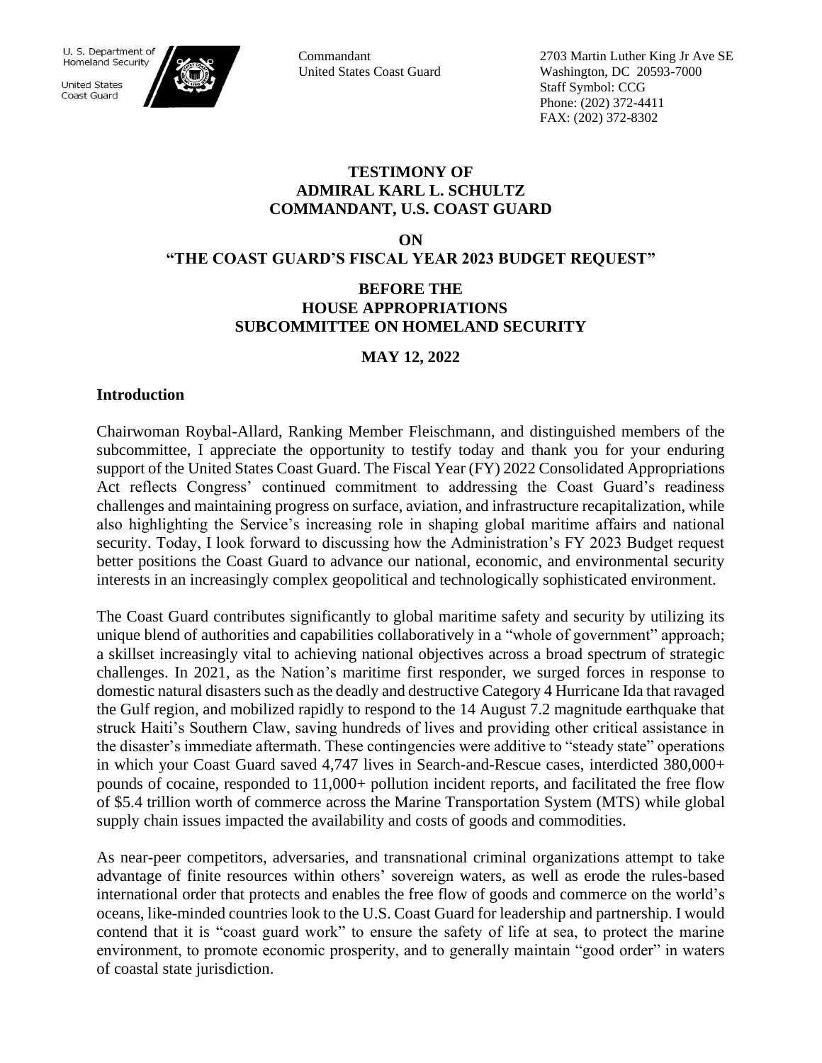U. S. Department of Homeland Security

United States Coast Guard

Commandant
United States Coast Guard

2703 Martin Luther King Jr Ave SE
Washington, DC 20593-7000
Staff Symbol: CCG
Phone: (202) 372-4411
FAX: (202) 372-8302

# TESTIMONY OF ADMIRAL KARL L. SCHULTZ COMMANDANT, U.S. COAST GUARD

**ON**

**"THE COAST GUARD'S FISCAL YEAR 2023 BUDGET REQUEST"**

**BEFORE THE HOUSE APPROPRIATIONS SUBCOMMITTEE ON HOMELAND SECURITY**

**MAY 12, 2022**

## Introduction

Chairwoman Roybal-Allard, Ranking Member Fleischmann, and distinguished members of the subcommittee, I appreciate the opportunity to testify today and thank you for your enduring support of the United States Coast Guard. The Fiscal Year (FY) 2022 Consolidated Appropriations Act reflects Congress' continued commitment to addressing the Coast Guard's readiness challenges and maintaining progress on surface, aviation, and infrastructure recapitalization, while also highlighting the Service's increasing role in shaping global maritime affairs and national security. Today, I look forward to discussing how the Administration's FY 2023 Budget request better positions the Coast Guard to advance our national, economic, and environmental security interests in an increasingly complex geopolitical and technologically sophisticated environment.

The Coast Guard contributes significantly to global maritime safety and security by utilizing its unique blend of authorities and capabilities collaboratively in a "whole of government" approach; a skillset increasingly vital to achieving national objectives across a broad spectrum of strategic challenges. In 2021, as the Nation's maritime first responder, we surged forces in response to domestic natural disasters such as the deadly and destructive Category 4 Hurricane Ida that ravaged the Gulf region, and mobilized rapidly to respond to the 14 August 7.2 magnitude earthquake that struck Haiti's Southern Claw, saving hundreds of lives and providing other critical assistance in the disaster's immediate aftermath. These contingencies were additive to "steady state" operations in which your Coast Guard saved 4,747 lives in Search-and-Rescue cases, interdicted 380,000+ pounds of cocaine, responded to 11,000+ pollution incident reports, and facilitated the free flow of $5.4 trillion worth of commerce across the Marine Transportation System (MTS) while global supply chain issues impacted the availability and costs of goods and commodities.

As near-peer competitors, adversaries, and transnational criminal organizations attempt to take advantage of finite resources within others' sovereign waters, as well as erode the rules-based international order that protects and enables the free flow of goods and commerce on the world's oceans, like-minded countries look to the U.S. Coast Guard for leadership and partnership. I would contend that it is "coast guard work" to ensure the safety of life at sea, to protect the marine environment, to promote economic prosperity, and to generally maintain "good order" in waters of coastal state jurisdiction.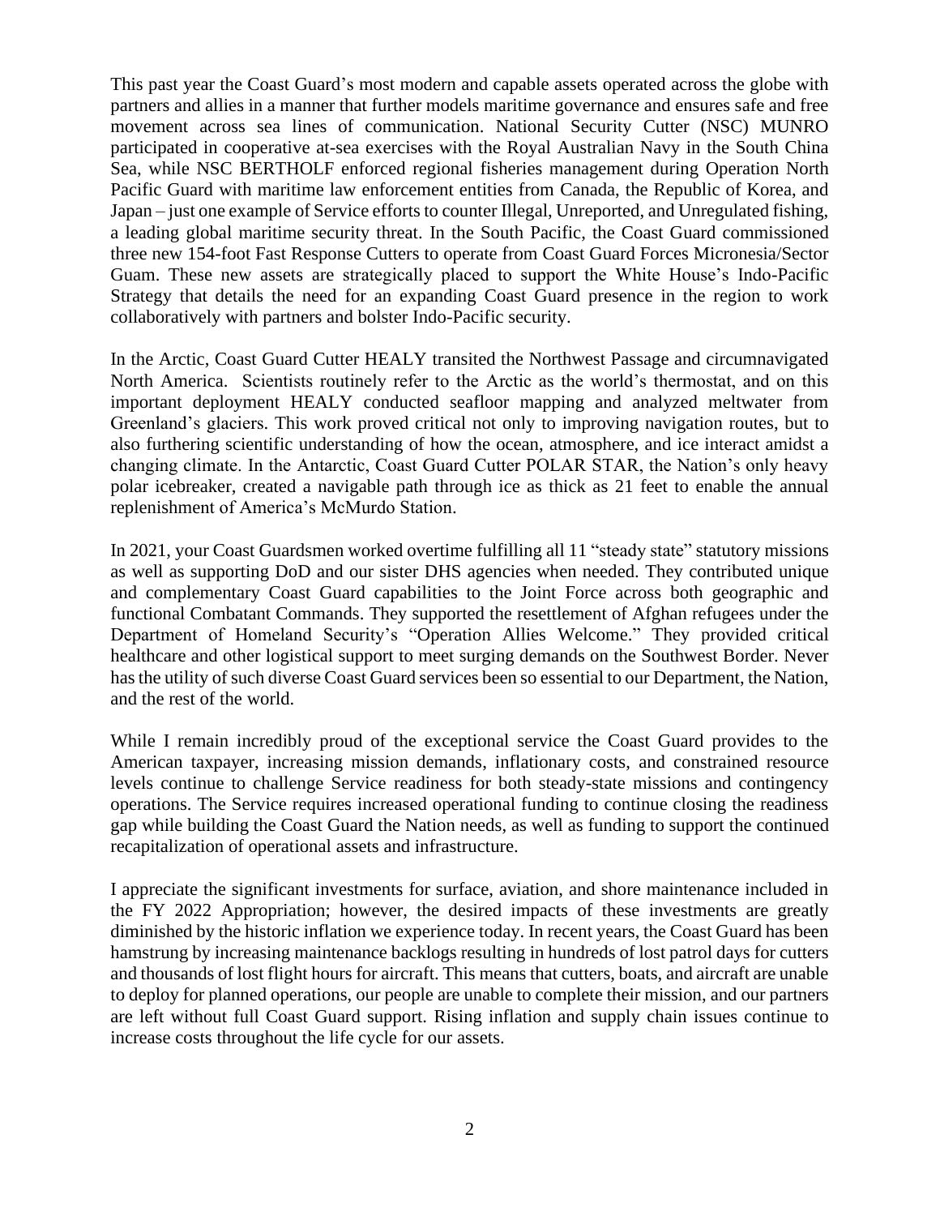This past year the Coast Guard's most modern and capable assets operated across the globe with partners and allies in a manner that further models maritime governance and ensures safe and free movement across sea lines of communication. National Security Cutter (NSC) MUNRO participated in cooperative at-sea exercises with the Royal Australian Navy in the South China Sea, while NSC BERTHOLF enforced regional fisheries management during Operation North Pacific Guard with maritime law enforcement entities from Canada, the Republic of Korea, and Japan – just one example of Service efforts to counter Illegal, Unreported, and Unregulated fishing, a leading global maritime security threat. In the South Pacific, the Coast Guard commissioned three new 154-foot Fast Response Cutters to operate from Coast Guard Forces Micronesia/Sector Guam. These new assets are strategically placed to support the White House's Indo-Pacific Strategy that details the need for an expanding Coast Guard presence in the region to work collaboratively with partners and bolster Indo-Pacific security.

In the Arctic, Coast Guard Cutter HEALY transited the Northwest Passage and circumnavigated North America. Scientists routinely refer to the Arctic as the world's thermostat, and on this important deployment HEALY conducted seafloor mapping and analyzed meltwater from Greenland's glaciers. This work proved critical not only to improving navigation routes, but to also furthering scientific understanding of how the ocean, atmosphere, and ice interact amidst a changing climate. In the Antarctic, Coast Guard Cutter POLAR STAR, the Nation's only heavy polar icebreaker, created a navigable path through ice as thick as 21 feet to enable the annual replenishment of America's McMurdo Station.

In 2021, your Coast Guardsmen worked overtime fulfilling all 11 "steady state" statutory missions as well as supporting DoD and our sister DHS agencies when needed. They contributed unique and complementary Coast Guard capabilities to the Joint Force across both geographic and functional Combatant Commands. They supported the resettlement of Afghan refugees under the Department of Homeland Security's "Operation Allies Welcome." They provided critical healthcare and other logistical support to meet surging demands on the Southwest Border. Never has the utility of such diverse Coast Guard services been so essential to our Department, the Nation, and the rest of the world.

While I remain incredibly proud of the exceptional service the Coast Guard provides to the American taxpayer, increasing mission demands, inflationary costs, and constrained resource levels continue to challenge Service readiness for both steady-state missions and contingency operations. The Service requires increased operational funding to continue closing the readiness gap while building the Coast Guard the Nation needs, as well as funding to support the continued recapitalization of operational assets and infrastructure.

I appreciate the significant investments for surface, aviation, and shore maintenance included in the FY 2022 Appropriation; however, the desired impacts of these investments are greatly diminished by the historic inflation we experience today. In recent years, the Coast Guard has been hamstrung by increasing maintenance backlogs resulting in hundreds of lost patrol days for cutters and thousands of lost flight hours for aircraft. This means that cutters, boats, and aircraft are unable to deploy for planned operations, our people are unable to complete their mission, and our partners are left without full Coast Guard support. Rising inflation and supply chain issues continue to increase costs throughout the life cycle for our assets.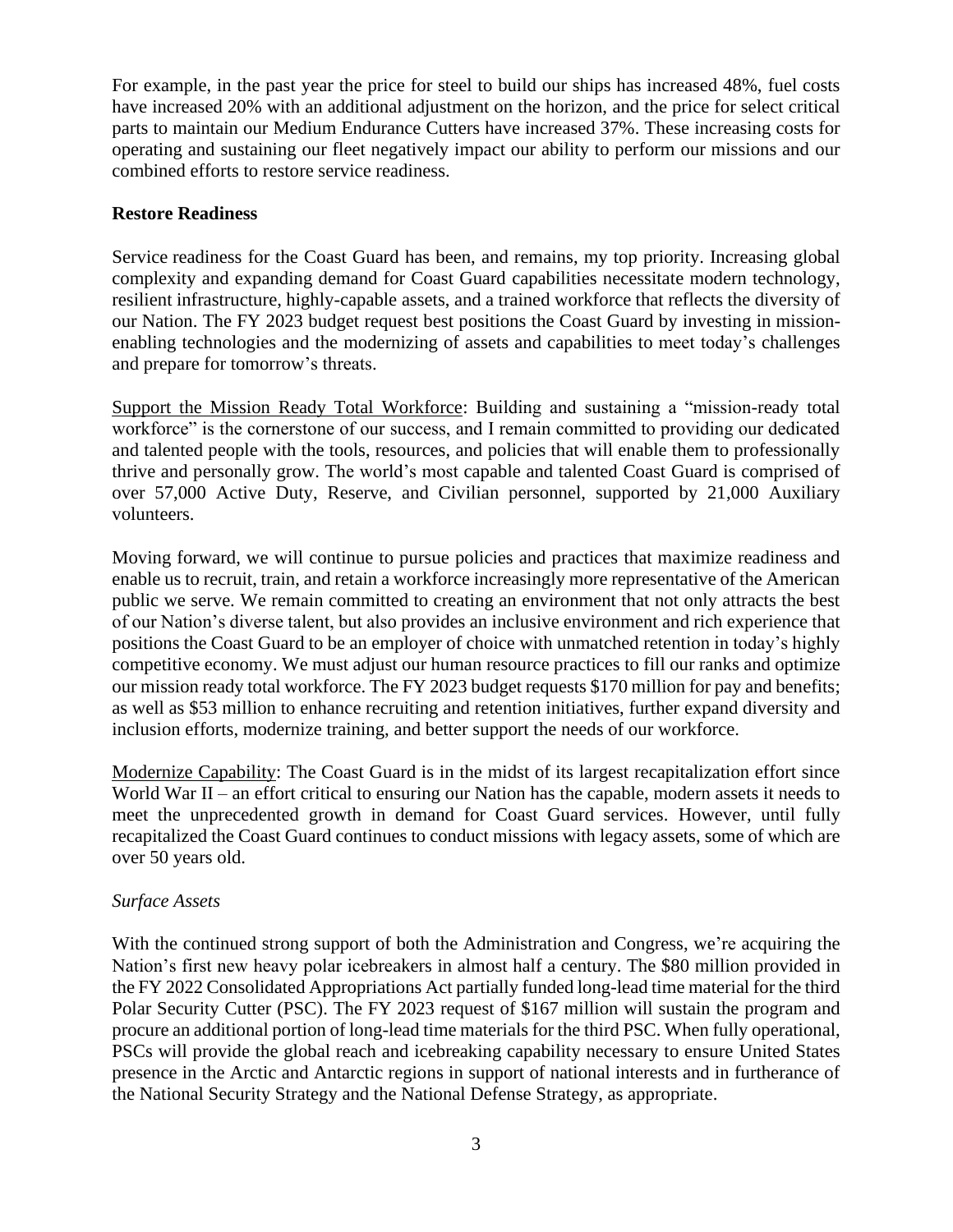For example, in the past year the price for steel to build our ships has increased 48%, fuel costs have increased 20% with an additional adjustment on the horizon, and the price for select critical parts to maintain our Medium Endurance Cutters have increased 37%. These increasing costs for operating and sustaining our fleet negatively impact our ability to perform our missions and our combined efforts to restore service readiness.

**Restore Readiness**

Service readiness for the Coast Guard has been, and remains, my top priority. Increasing global complexity and expanding demand for Coast Guard capabilities necessitate modern technology, resilient infrastructure, highly-capable assets, and a trained workforce that reflects the diversity of our Nation. The FY 2023 budget request best positions the Coast Guard by investing in mission-enabling technologies and the modernizing of assets and capabilities to meet today's challenges and prepare for tomorrow's threats.

<u>Support the Mission Ready Total Workforce</u>: Building and sustaining a "mission-ready total workforce" is the cornerstone of our success, and I remain committed to providing our dedicated and talented people with the tools, resources, and policies that will enable them to professionally thrive and personally grow. The world's most capable and talented Coast Guard is comprised of over 57,000 Active Duty, Reserve, and Civilian personnel, supported by 21,000 Auxiliary volunteers.

Moving forward, we will continue to pursue policies and practices that maximize readiness and enable us to recruit, train, and retain a workforce increasingly more representative of the American public we serve. We remain committed to creating an environment that not only attracts the best of our Nation's diverse talent, but also provides an inclusive environment and rich experience that positions the Coast Guard to be an employer of choice with unmatched retention in today's highly competitive economy. We must adjust our human resource practices to fill our ranks and optimize our mission ready total workforce. The FY 2023 budget requests $170 million for pay and benefits; as well as $53 million to enhance recruiting and retention initiatives, further expand diversity and inclusion efforts, modernize training, and better support the needs of our workforce.

<u>Modernize Capability</u>: The Coast Guard is in the midst of its largest recapitalization effort since World War II – an effort critical to ensuring our Nation has the capable, modern assets it needs to meet the unprecedented growth in demand for Coast Guard services. However, until fully recapitalized the Coast Guard continues to conduct missions with legacy assets, some of which are over 50 years old.

*Surface Assets*

With the continued strong support of both the Administration and Congress, we're acquiring the Nation's first new heavy polar icebreakers in almost half a century. The $80 million provided in the FY 2022 Consolidated Appropriations Act partially funded long-lead time material for the third Polar Security Cutter (PSC). The FY 2023 request of $167 million will sustain the program and procure an additional portion of long-lead time materials for the third PSC. When fully operational, PSCs will provide the global reach and icebreaking capability necessary to ensure United States presence in the Arctic and Antarctic regions in support of national interests and in furtherance of the National Security Strategy and the National Defense Strategy, as appropriate.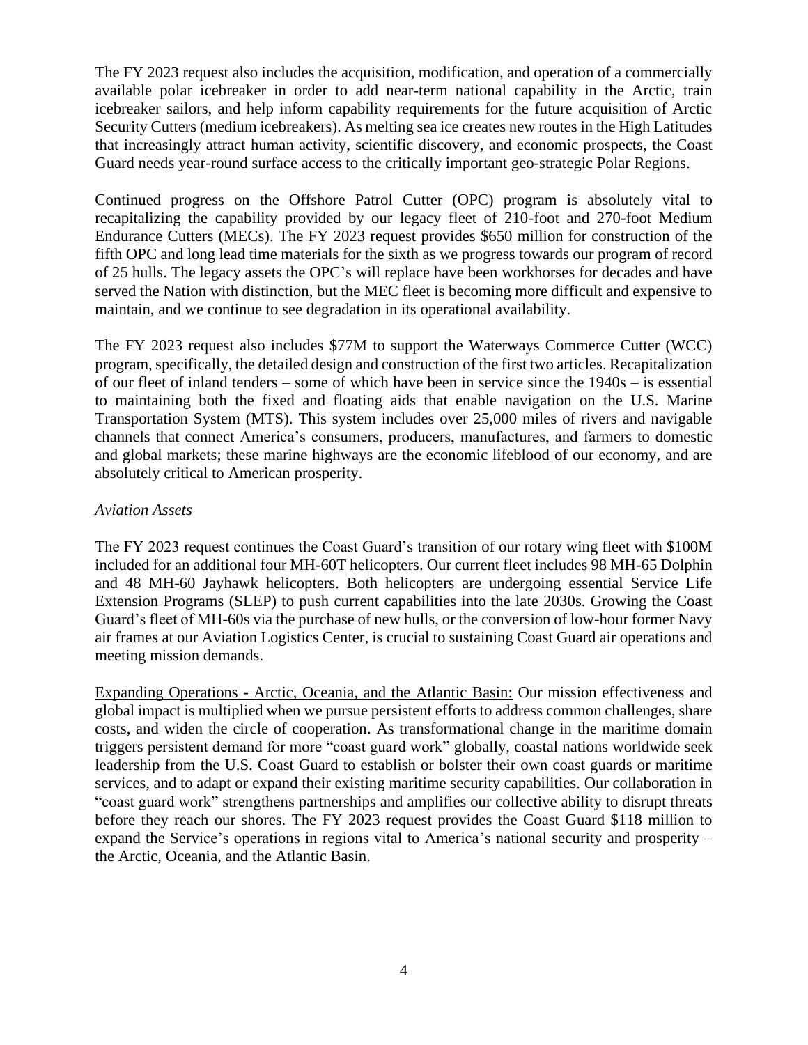The FY 2023 request also includes the acquisition, modification, and operation of a commercially available polar icebreaker in order to add near-term national capability in the Arctic, train icebreaker sailors, and help inform capability requirements for the future acquisition of Arctic Security Cutters (medium icebreakers). As melting sea ice creates new routes in the High Latitudes that increasingly attract human activity, scientific discovery, and economic prospects, the Coast Guard needs year-round surface access to the critically important geo-strategic Polar Regions.

Continued progress on the Offshore Patrol Cutter (OPC) program is absolutely vital to recapitalizing the capability provided by our legacy fleet of 210-foot and 270-foot Medium Endurance Cutters (MECs). The FY 2023 request provides $650 million for construction of the fifth OPC and long lead time materials for the sixth as we progress towards our program of record of 25 hulls. The legacy assets the OPC's will replace have been workhorses for decades and have served the Nation with distinction, but the MEC fleet is becoming more difficult and expensive to maintain, and we continue to see degradation in its operational availability.

The FY 2023 request also includes $77M to support the Waterways Commerce Cutter (WCC) program, specifically, the detailed design and construction of the first two articles. Recapitalization of our fleet of inland tenders – some of which have been in service since the 1940s – is essential to maintaining both the fixed and floating aids that enable navigation on the U.S. Marine Transportation System (MTS). This system includes over 25,000 miles of rivers and navigable channels that connect America's consumers, producers, manufactures, and farmers to domestic and global markets; these marine highways are the economic lifeblood of our economy, and are absolutely critical to American prosperity.

*Aviation Assets*

The FY 2023 request continues the Coast Guard's transition of our rotary wing fleet with $100M included for an additional four MH-60T helicopters. Our current fleet includes 98 MH-65 Dolphin and 48 MH-60 Jayhawk helicopters. Both helicopters are undergoing essential Service Life Extension Programs (SLEP) to push current capabilities into the late 2030s. Growing the Coast Guard's fleet of MH-60s via the purchase of new hulls, or the conversion of low-hour former Navy air frames at our Aviation Logistics Center, is crucial to sustaining Coast Guard air operations and meeting mission demands.

<u>Expanding Operations - Arctic, Oceania, and the Atlantic Basin:</u> Our mission effectiveness and global impact is multiplied when we pursue persistent efforts to address common challenges, share costs, and widen the circle of cooperation. As transformational change in the maritime domain triggers persistent demand for more "coast guard work" globally, coastal nations worldwide seek leadership from the U.S. Coast Guard to establish or bolster their own coast guards or maritime services, and to adapt or expand their existing maritime security capabilities. Our collaboration in "coast guard work" strengthens partnerships and amplifies our collective ability to disrupt threats before they reach our shores. The FY 2023 request provides the Coast Guard $118 million to expand the Service's operations in regions vital to America's national security and prosperity – the Arctic, Oceania, and the Atlantic Basin.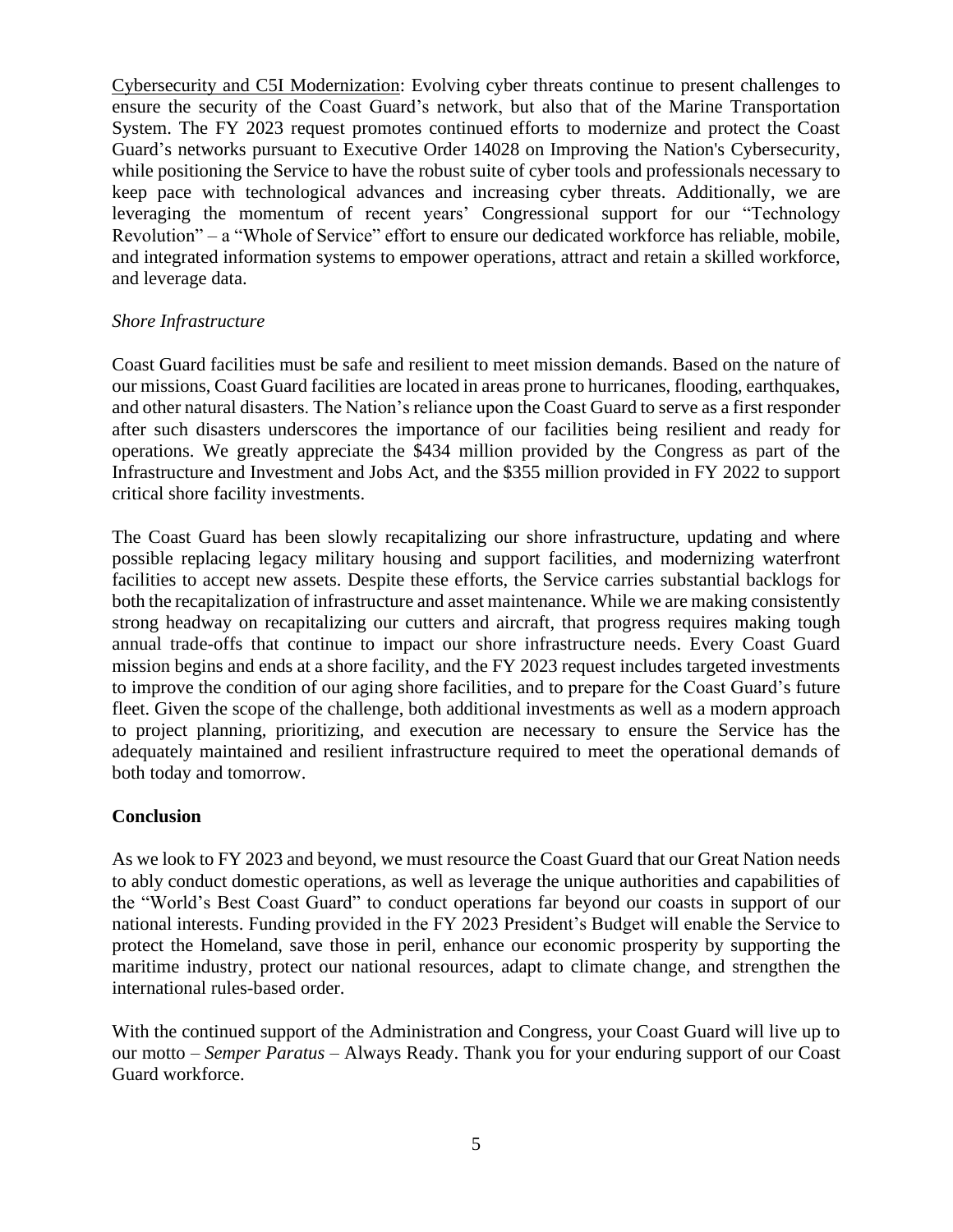<u>Cybersecurity and C5I Modernization</u>: Evolving cyber threats continue to present challenges to ensure the security of the Coast Guard's network, but also that of the Marine Transportation System. The FY 2023 request promotes continued efforts to modernize and protect the Coast Guard's networks pursuant to Executive Order 14028 on Improving the Nation's Cybersecurity, while positioning the Service to have the robust suite of cyber tools and professionals necessary to keep pace with technological advances and increasing cyber threats. Additionally, we are leveraging the momentum of recent years' Congressional support for our "Technology Revolution" – a "Whole of Service" effort to ensure our dedicated workforce has reliable, mobile, and integrated information systems to empower operations, attract and retain a skilled workforce, and leverage data.

*Shore Infrastructure*

Coast Guard facilities must be safe and resilient to meet mission demands. Based on the nature of our missions, Coast Guard facilities are located in areas prone to hurricanes, flooding, earthquakes, and other natural disasters. The Nation's reliance upon the Coast Guard to serve as a first responder after such disasters underscores the importance of our facilities being resilient and ready for operations. We greatly appreciate the $434 million provided by the Congress as part of the Infrastructure and Investment and Jobs Act, and the $355 million provided in FY 2022 to support critical shore facility investments.

The Coast Guard has been slowly recapitalizing our shore infrastructure, updating and where possible replacing legacy military housing and support facilities, and modernizing waterfront facilities to accept new assets. Despite these efforts, the Service carries substantial backlogs for both the recapitalization of infrastructure and asset maintenance. While we are making consistently strong headway on recapitalizing our cutters and aircraft, that progress requires making tough annual trade-offs that continue to impact our shore infrastructure needs. Every Coast Guard mission begins and ends at a shore facility, and the FY 2023 request includes targeted investments to improve the condition of our aging shore facilities, and to prepare for the Coast Guard's future fleet. Given the scope of the challenge, both additional investments as well as a modern approach to project planning, prioritizing, and execution are necessary to ensure the Service has the adequately maintained and resilient infrastructure required to meet the operational demands of both today and tomorrow.

**Conclusion**

As we look to FY 2023 and beyond, we must resource the Coast Guard that our Great Nation needs to ably conduct domestic operations, as well as leverage the unique authorities and capabilities of the "World's Best Coast Guard" to conduct operations far beyond our coasts in support of our national interests. Funding provided in the FY 2023 President's Budget will enable the Service to protect the Homeland, save those in peril, enhance our economic prosperity by supporting the maritime industry, protect our national resources, adapt to climate change, and strengthen the international rules-based order.

With the continued support of the Administration and Congress, your Coast Guard will live up to our motto – *Semper Paratus* – Always Ready. Thank you for your enduring support of our Coast Guard workforce.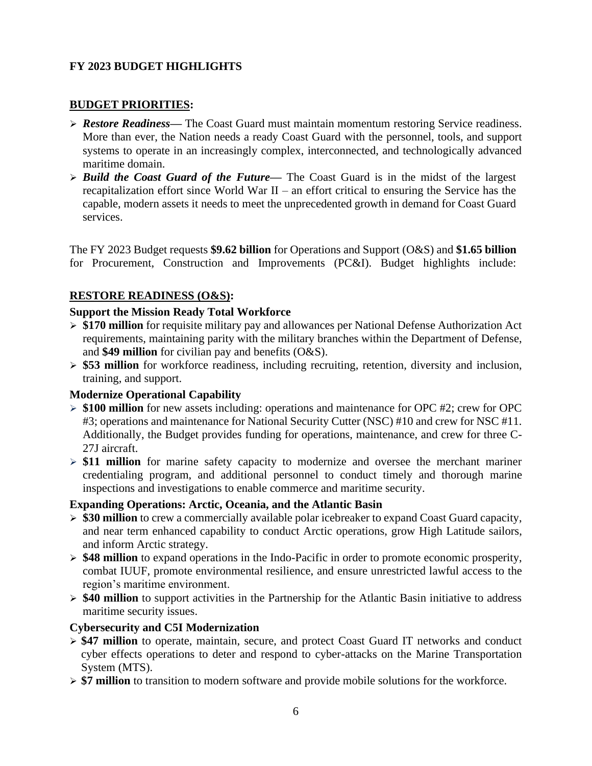## FY 2023 BUDGET HIGHLIGHTS

### BUDGET PRIORITIES:

- ***Restore Readiness***— The Coast Guard must maintain momentum restoring Service readiness. More than ever, the Nation needs a ready Coast Guard with the personnel, tools, and support systems to operate in an increasingly complex, interconnected, and technologically advanced maritime domain.
- ***Build the Coast Guard of the Future***— The Coast Guard is in the midst of the largest recapitalization effort since World War II – an effort critical to ensuring the Service has the capable, modern assets it needs to meet the unprecedented growth in demand for Coast Guard services.

The FY 2023 Budget requests **$9.62 billion** for Operations and Support (O&S) and **$1.65 billion** for Procurement, Construction and Improvements (PC&I). Budget highlights include:

### RESTORE READINESS (O&S):

**Support the Mission Ready Total Workforce**

- **$170 million** for requisite military pay and allowances per National Defense Authorization Act requirements, maintaining parity with the military branches within the Department of Defense, and **$49 million** for civilian pay and benefits (O&S).
- **$53 million** for workforce readiness, including recruiting, retention, diversity and inclusion, training, and support.

**Modernize Operational Capability**

- **$100 million** for new assets including: operations and maintenance for OPC #2; crew for OPC #3; operations and maintenance for National Security Cutter (NSC) #10 and crew for NSC #11. Additionally, the Budget provides funding for operations, maintenance, and crew for three C-27J aircraft.
- **$11 million** for marine safety capacity to modernize and oversee the merchant mariner credentialing program, and additional personnel to conduct timely and thorough marine inspections and investigations to enable commerce and maritime security.

**Expanding Operations: Arctic, Oceania, and the Atlantic Basin**

- **$30 million** to crew a commercially available polar icebreaker to expand Coast Guard capacity, and near term enhanced capability to conduct Arctic operations, grow High Latitude sailors, and inform Arctic strategy.
- **$48 million** to expand operations in the Indo-Pacific in order to promote economic prosperity, combat IUUF, promote environmental resilience, and ensure unrestricted lawful access to the region's maritime environment.
- **$40 million** to support activities in the Partnership for the Atlantic Basin initiative to address maritime security issues.

**Cybersecurity and C5I Modernization**

- **$47 million** to operate, maintain, secure, and protect Coast Guard IT networks and conduct cyber effects operations to deter and respond to cyber-attacks on the Marine Transportation System (MTS).
- **$7 million** to transition to modern software and provide mobile solutions for the workforce.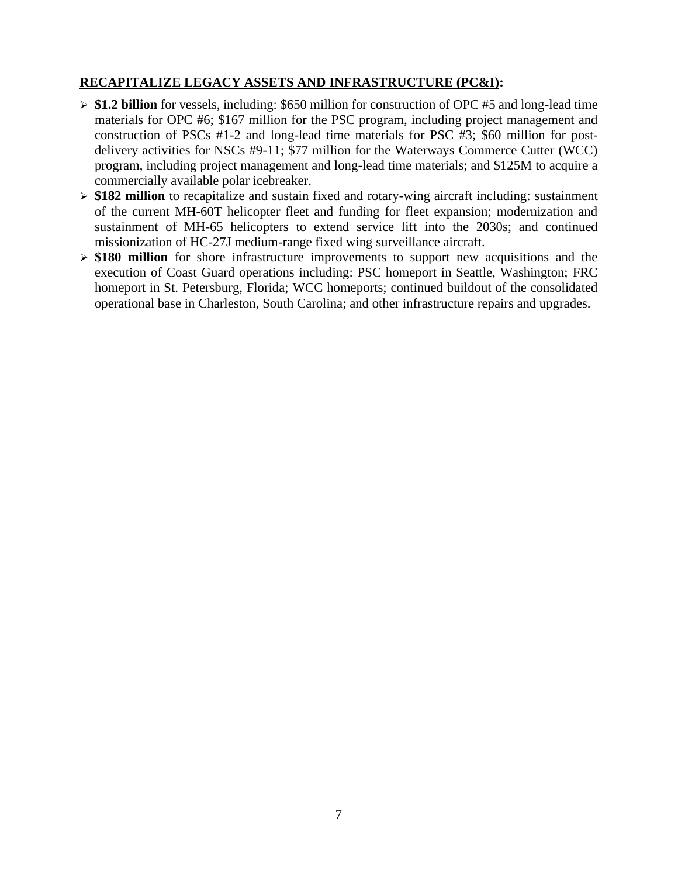## **RECAPITALIZE LEGACY ASSETS AND INFRASTRUCTURE (PC&I):**

- **$1.2 billion** for vessels, including: $650 million for construction of OPC #5 and long-lead time materials for OPC #6; $167 million for the PSC program, including project management and construction of PSCs #1-2 and long-lead time materials for PSC #3; $60 million for post-delivery activities for NSCs #9-11; $77 million for the Waterways Commerce Cutter (WCC) program, including project management and long-lead time materials; and $125M to acquire a commercially available polar icebreaker.
- **$182 million** to recapitalize and sustain fixed and rotary-wing aircraft including: sustainment of the current MH-60T helicopter fleet and funding for fleet expansion; modernization and sustainment of MH-65 helicopters to extend service lift into the 2030s; and continued missionization of HC-27J medium-range fixed wing surveillance aircraft.
- **$180 million** for shore infrastructure improvements to support new acquisitions and the execution of Coast Guard operations including: PSC homeport in Seattle, Washington; FRC homeport in St. Petersburg, Florida; WCC homeports; continued buildout of the consolidated operational base in Charleston, South Carolina; and other infrastructure repairs and upgrades.